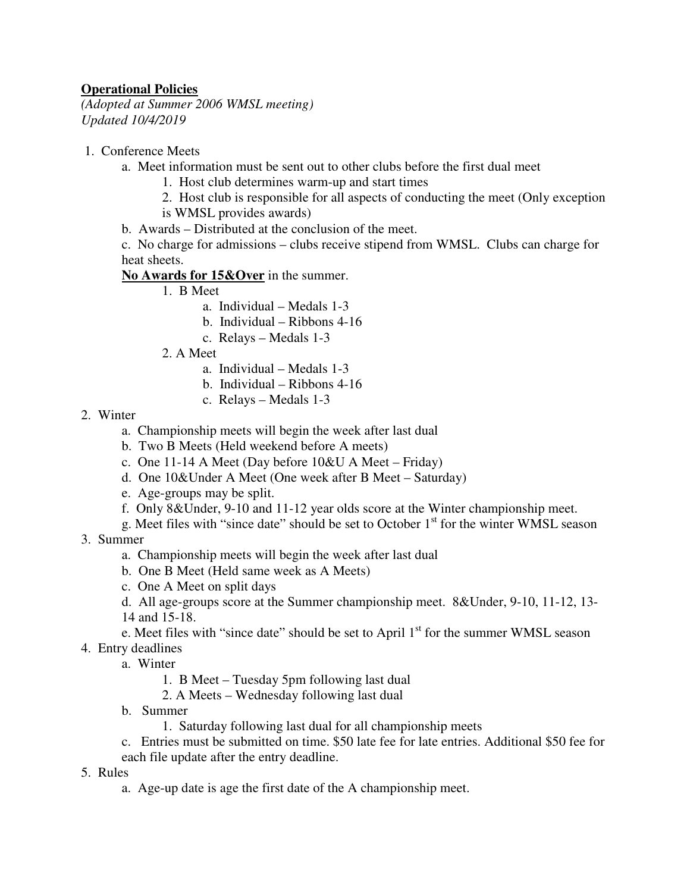**Operational Policies**

*(Adopted at Summer 2006 WMSL meeting)*
*Updated 10/4/2019*

1. Conference Meets
   a. Meet information must be sent out to other clubs before the first dual meet
      1. Host club determines warm-up and start times
      2. Host club is responsible for all aspects of conducting the meet (Only exception is WMSL provides awards)

   b. Awards – Distributed at the conclusion of the meet.

   c. No charge for admissions – clubs receive stipend from WMSL. Clubs can charge for heat sheets.

   **No Awards for 15&Over** in the summer.

      1. B Meet
         a. Individual – Medals 1-3
         b. Individual – Ribbons 4-16
         c. Relays – Medals 1-3
      2. A Meet
         a. Individual – Medals 1-3
         b. Individual – Ribbons 4-16
         c. Relays – Medals 1-3

2. Winter
   a. Championship meets will begin the week after last dual
   b. Two B Meets (Held weekend before A meets)
   c. One 11-14 A Meet (Day before 10&U A Meet – Friday)
   d. One 10&Under A Meet (One week after B Meet – Saturday)
   e. Age-groups may be split.
   f. Only 8&Under, 9-10 and 11-12 year olds score at the Winter championship meet.
   g. Meet files with "since date" should be set to October 1st for the winter WMSL season

3. Summer
   a. Championship meets will begin the week after last dual
   b. One B Meet (Held same week as A Meets)
   c. One A Meet on split days
   d. All age-groups score at the Summer championship meet. 8&Under, 9-10, 11-12, 13-14 and 15-18.
   e. Meet files with "since date" should be set to April 1st for the summer WMSL season

4. Entry deadlines
   a. Winter
      1. B Meet – Tuesday 5pm following last dual
      2. A Meets – Wednesday following last dual
   b. Summer
      1. Saturday following last dual for all championship meets
   c. Entries must be submitted on time. $50 late fee for late entries. Additional $50 fee for each file update after the entry deadline.

5. Rules
   a. Age-up date is age the first date of the A championship meet.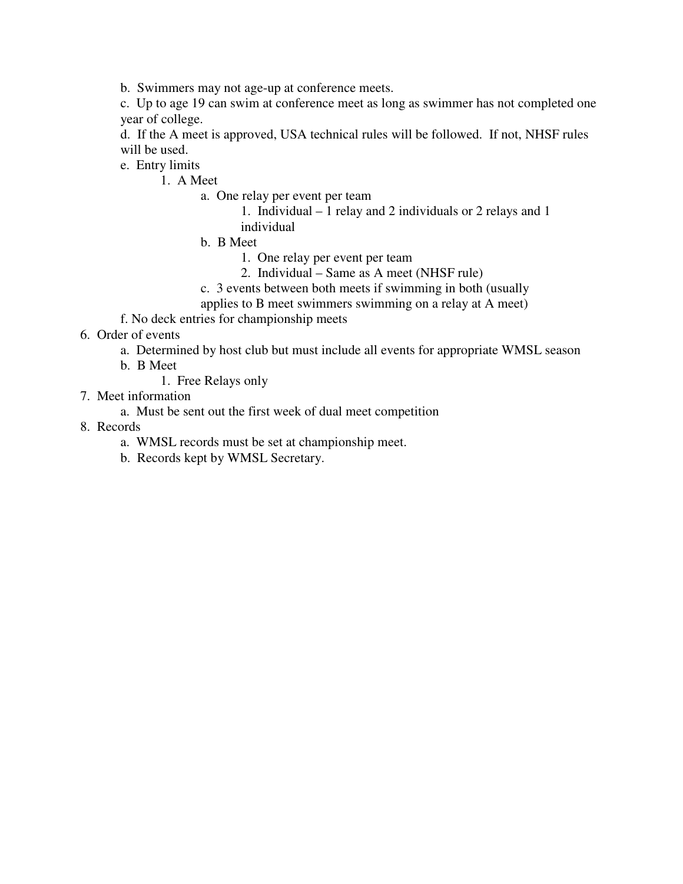b. Swimmers may not age-up at conference meets.

c. Up to age 19 can swim at conference meet as long as swimmer has not completed one year of college.

d. If the A meet is approved, USA technical rules will be followed. If not, NHSF rules will be used.

e. Entry limits

1. A Meet

    a. One relay per event per team

        1. Individual – 1 relay and 2 individuals or 2 relays and 1 individual

    b. B Meet

        1. One relay per event per team
        2. Individual – Same as A meet (NHSF rule)

    c. 3 events between both meets if swimming in both (usually applies to B meet swimmers swimming on a relay at A meet)

f. No deck entries for championship meets

6. Order of events

    a. Determined by host club but must include all events for appropriate WMSL season

    b. B Meet

        1. Free Relays only

7. Meet information

    a. Must be sent out the first week of dual meet competition

8. Records

    a. WMSL records must be set at championship meet.

    b. Records kept by WMSL Secretary.